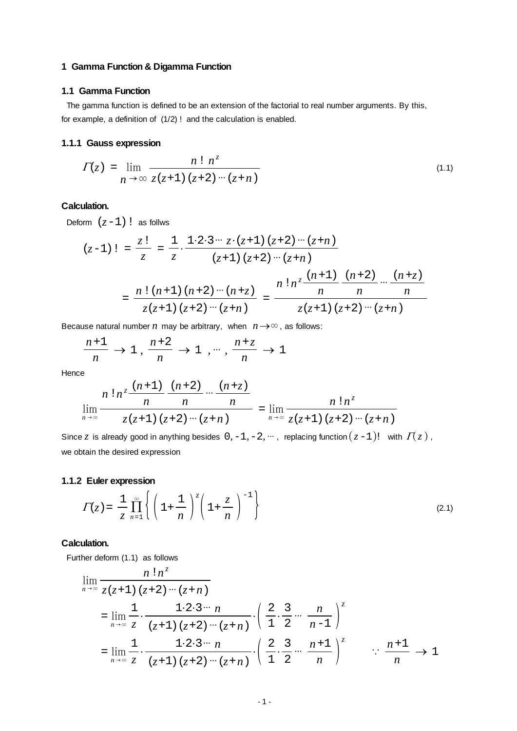# 1 Gamma Function & Digamma Function

## 1.1 Gamma Function

The gamma function is defined to be an extension of the factorial to real number arguments. By this, for example, a definition of (1/2) ! and the calculation is enabled.

### 1.1.1 Gauss expression

$$\Gamma(z) = \lim_{n\to\infty} \frac{n!\,n^z}{z(z+1)(z+2)\cdots(z+n)} \tag{1.1}$$

**Calculation.**

Deform $(z-1)!$ as follws

$$(z-1)! = \frac{z!}{z} = \frac{1}{z}\cdot\frac{1\cdot2\cdot3\cdots z\cdot(z+1)(z+2)\cdots(z+n)}{(z+1)(z+2)\cdots(z+n)}$$

$$= \frac{n!\,(n+1)(n+2)\cdots(n+z)}{z(z+1)(z+2)\cdots(z+n)} = \frac{n!\,n^z\dfrac{(n+1)}{n}\dfrac{(n+2)}{n}\cdots\dfrac{(n+z)}{n}}{z(z+1)(z+2)\cdots(z+n)}$$

Because natural number $n$ may be arbitrary, when $n\to\infty$, as follows:

$$\frac{n+1}{n}\to 1\,,\ \frac{n+2}{n}\to 1\ ,\cdots,\ \frac{n+z}{n}\to 1$$

Hence

$$\lim_{n\to\infty}\frac{n!\,n^z\dfrac{(n+1)}{n}\dfrac{(n+2)}{n}\cdots\dfrac{(n+z)}{n}}{z(z+1)(z+2)\cdots(z+n)} = \lim_{n\to\infty}\frac{n!\,n^z}{z(z+1)(z+2)\cdots(z+n)}$$

Since $z$ is already good in anything besides $0,-1,-2,\cdots$, replacing function $(z-1)!$ with $\Gamma(z)$, we obtain the desired expression

### 1.1.2 Euler expression

$$\Gamma(z) = \frac{1}{z}\prod_{n=1}^{\infty}\left\{\left(1+\frac{1}{n}\right)^z\left(1+\frac{z}{n}\right)^{-1}\right\} \tag{2.1}$$

**Calculation.**

Further deform (1.1) as follows

$$\lim_{n\to\infty}\frac{n!\,n^z}{z(z+1)(z+2)\cdots(z+n)}$$

$$= \lim_{n\to\infty}\frac{1}{z}\cdot\frac{1\cdot2\cdot3\cdots n}{(z+1)(z+2)\cdots(z+n)}\cdot\left(\frac{2}{1}\cdot\frac{3}{2}\cdots\frac{n}{n-1}\right)^z$$

$$= \lim_{n\to\infty}\frac{1}{z}\cdot\frac{1\cdot2\cdot3\cdots n}{(z+1)(z+2)\cdots(z+n)}\cdot\left(\frac{2}{1}\cdot\frac{3}{2}\cdots\frac{n+1}{n}\right)^z \qquad \because\ \frac{n+1}{n}\to 1$$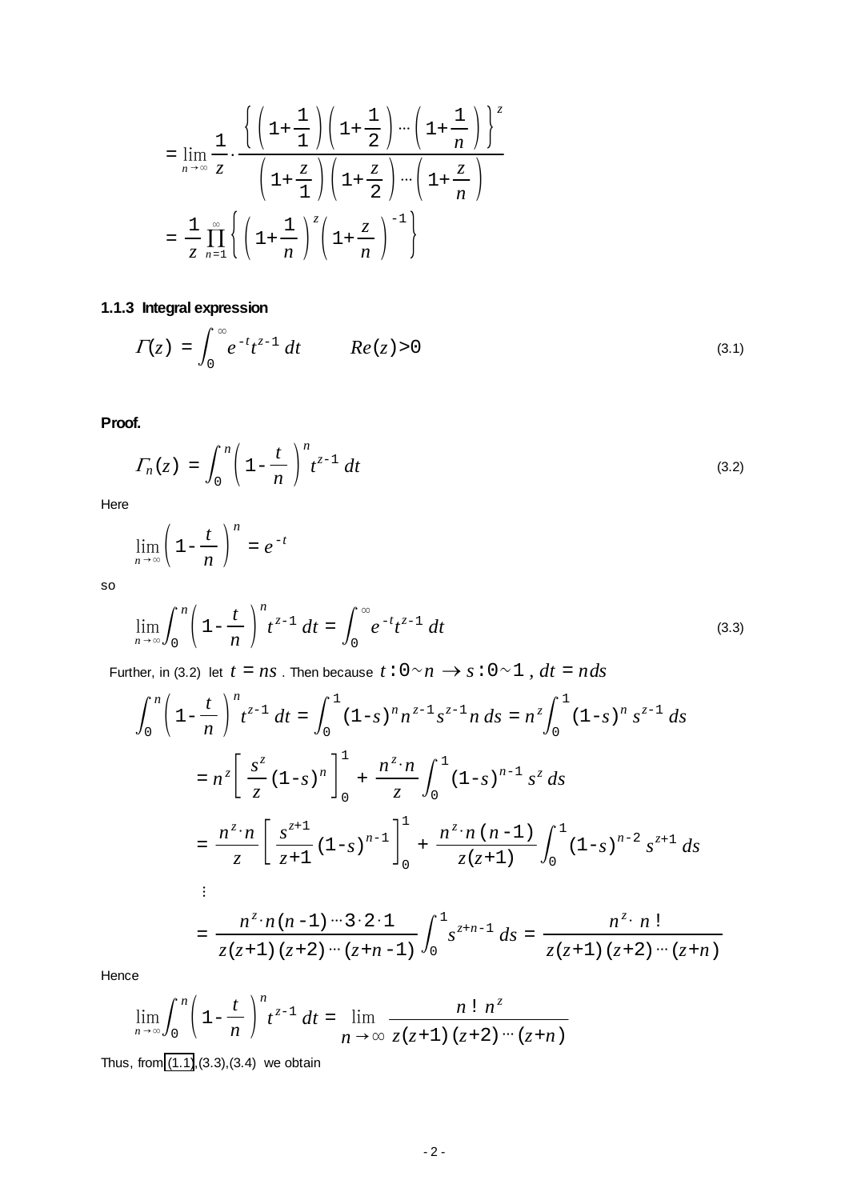$$= \lim_{n\to\infty} \frac{1}{z} \cdot \frac{\left\{ \left(1+\frac{1}{1}\right)\left(1+\frac{1}{2}\right)\cdots\left(1+\frac{1}{n}\right) \right\}^z}{\left(1+\frac{z}{1}\right)\left(1+\frac{z}{2}\right)\cdots\left(1+\frac{z}{n}\right)}$$

$$= \frac{1}{z} \prod_{n=1}^{\infty} \left\{ \left(1+\frac{1}{n}\right)^z \left(1+\frac{z}{n}\right)^{-1} \right\}$$

### 1.1.3 Integral expression

$$\Gamma(z) = \int_0^\infty e^{-t} t^{z-1}\, dt \qquad Re(z)>0 \tag{3.1}$$

**Proof.**

$$\Gamma_n(z) = \int_0^n \left(1-\frac{t}{n}\right)^n t^{z-1}\, dt \tag{3.2}$$

Here

$$\lim_{n\to\infty} \left(1-\frac{t}{n}\right)^n = e^{-t}$$

so

$$\lim_{n\to\infty} \int_0^n \left(1-\frac{t}{n}\right)^n t^{z-1}\, dt = \int_0^\infty e^{-t} t^{z-1}\, dt \tag{3.3}$$

Further, in (3.2) let $t = ns$ . Then because $t:0 \sim n \rightarrow s:0 \sim 1$ , $dt = nds$

$$\int_0^n \left(1-\frac{t}{n}\right)^n t^{z-1}\, dt = \int_0^1 (1-s)^n n^{z-1} s^{z-1} n\, ds = n^z \int_0^1 (1-s)^n s^{z-1}\, ds$$

$$= n^z \left[ \frac{s^z}{z} (1-s)^n \right]_0^1 + \frac{n^z \cdot n}{z} \int_0^1 (1-s)^{n-1} s^z\, ds$$

$$= \frac{n^z \cdot n}{z} \left[ \frac{s^{z+1}}{z+1} (1-s)^{n-1} \right]_0^1 + \frac{n^z \cdot n(n-1)}{z(z+1)} \int_0^1 (1-s)^{n-2} s^{z+1}\, ds$$

$$\vdots$$

$$= \frac{n^z \cdot n(n-1)\cdots 3\cdot 2\cdot 1}{z(z+1)(z+2)\cdots(z+n-1)} \int_0^1 s^{z+n-1}\, ds = \frac{n^z \cdot n!}{z(z+1)(z+2)\cdots(z+n)}$$

Hence

$$\lim_{n\to\infty} \int_0^n \left(1-\frac{t}{n}\right)^n t^{z-1}\, dt = \lim_{n\to\infty} \frac{n!\, n^z}{z(z+1)(z+2)\cdots(z+n)}$$

Thus, from (1.1),(3.3),(3.4) we obtain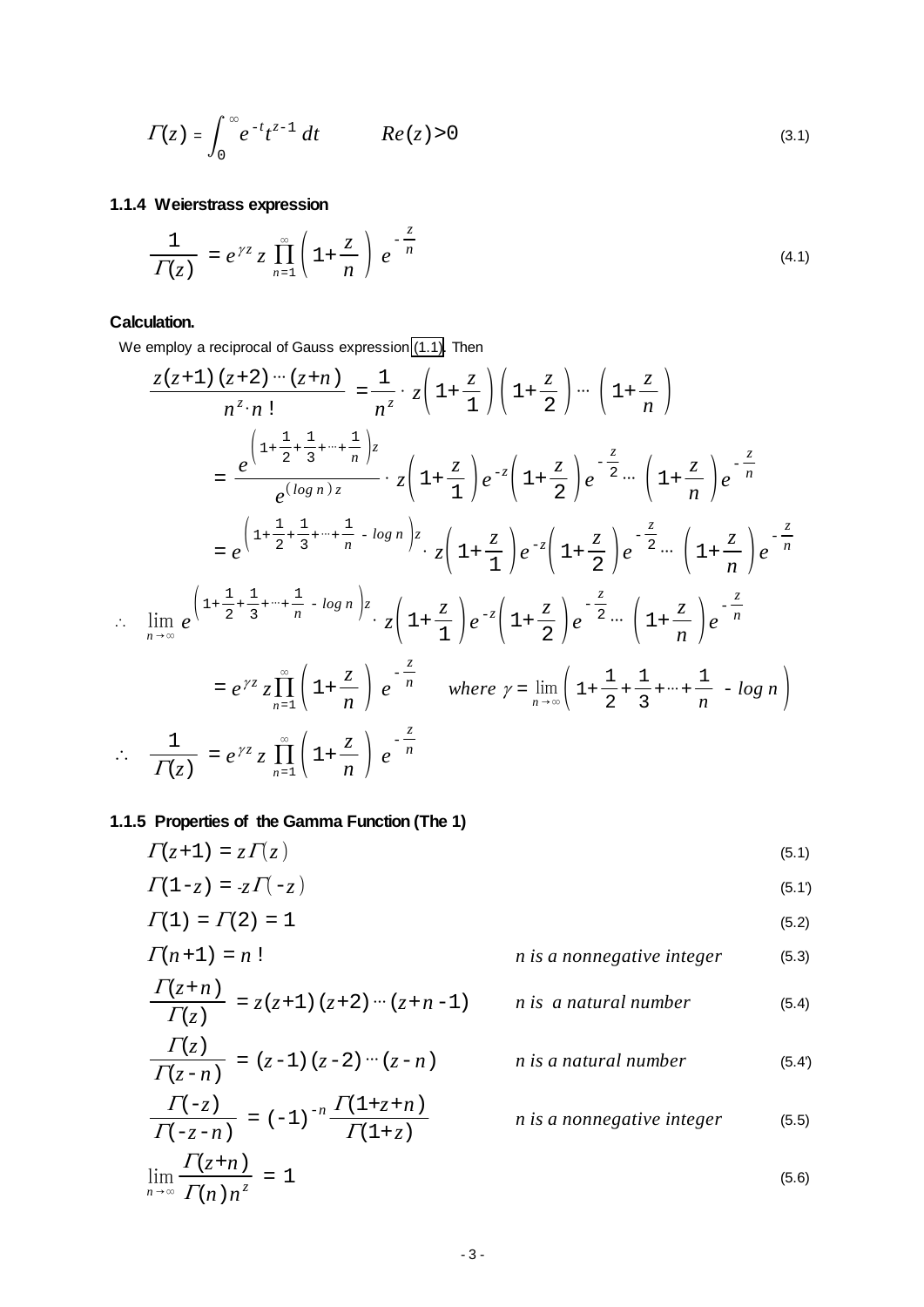$$\Gamma(z) = \int_0^\infty e^{-t} t^{z-1}\, dt \qquad Re(z) > 0 \tag{3.1}$$

### 1.1.4 Weierstrass expression

$$\frac{1}{\Gamma(z)} = e^{\gamma z} z \prod_{n=1}^{\infty} \left(1+\frac{z}{n}\right) e^{-\frac{z}{n}} \tag{4.1}$$

**Calculation.**

We employ a reciprocal of Gauss expression (1.1). Then

$$\frac{z(z+1)(z+2)\cdots(z+n)}{n^z \cdot n!} = \frac{1}{n^z} \cdot z\left(1+\frac{z}{1}\right)\left(1+\frac{z}{2}\right)\cdots\left(1+\frac{z}{n}\right)$$

$$= \frac{e^{\left(1+\frac{1}{2}+\frac{1}{3}+\cdots+\frac{1}{n}\right)z}}{e^{(\log n)z}} \cdot z\left(1+\frac{z}{1}\right)e^{-z}\left(1+\frac{z}{2}\right)e^{-\frac{z}{2}}\cdots\left(1+\frac{z}{n}\right)e^{-\frac{z}{n}}$$

$$= e^{\left(1+\frac{1}{2}+\frac{1}{3}+\cdots+\frac{1}{n}-\log n\right)z} \cdot z\left(1+\frac{z}{1}\right)e^{-z}\left(1+\frac{z}{2}\right)e^{-\frac{z}{2}}\cdots\left(1+\frac{z}{n}\right)e^{-\frac{z}{n}}$$

$$\therefore \lim_{n\to\infty} e^{\left(1+\frac{1}{2}+\frac{1}{3}+\cdots+\frac{1}{n}-\log n\right)z} \cdot z\left(1+\frac{z}{1}\right)e^{-z}\left(1+\frac{z}{2}\right)e^{-\frac{z}{2}}\cdots\left(1+\frac{z}{n}\right)e^{-\frac{z}{n}}$$

$$= e^{\gamma z} z \prod_{n=1}^{\infty}\left(1+\frac{z}{n}\right)e^{-\frac{z}{n}} \qquad \text{where } \gamma = \lim_{n\to\infty}\left(1+\frac{1}{2}+\frac{1}{3}+\cdots+\frac{1}{n}-\log n\right)$$

$$\therefore \frac{1}{\Gamma(z)} = e^{\gamma z} z \prod_{n=1}^{\infty}\left(1+\frac{z}{n}\right)e^{-\frac{z}{n}}$$

### 1.1.5 Properties of the Gamma Function (The 1)

$$\Gamma(z+1) = z\Gamma(z) \tag{5.1}$$

$$\Gamma(1-z) = -z\Gamma(-z) \tag{5.1'}$$

$$\Gamma(1) = \Gamma(2) = 1 \tag{5.2}$$

$$\Gamma(n+1) = n! \qquad n \text{ is a nonnegative integer} \tag{5.3}$$

$$\frac{\Gamma(z+n)}{\Gamma(z)} = z(z+1)(z+2)\cdots(z+n-1) \qquad n \text{ is a natural number} \tag{5.4}$$

$$\frac{\Gamma(z)}{\Gamma(z-n)} = (z-1)(z-2)\cdots(z-n) \qquad n \text{ is a natural number} \tag{5.4'}$$

$$\frac{\Gamma(-z)}{\Gamma(-z-n)} = (-1)^{-n}\frac{\Gamma(1+z+n)}{\Gamma(1+z)} \qquad n \text{ is a nonnegative integer} \tag{5.5}$$

$$\lim_{n\to\infty}\frac{\Gamma(z+n)}{\Gamma(n)n^z} = 1 \tag{5.6}$$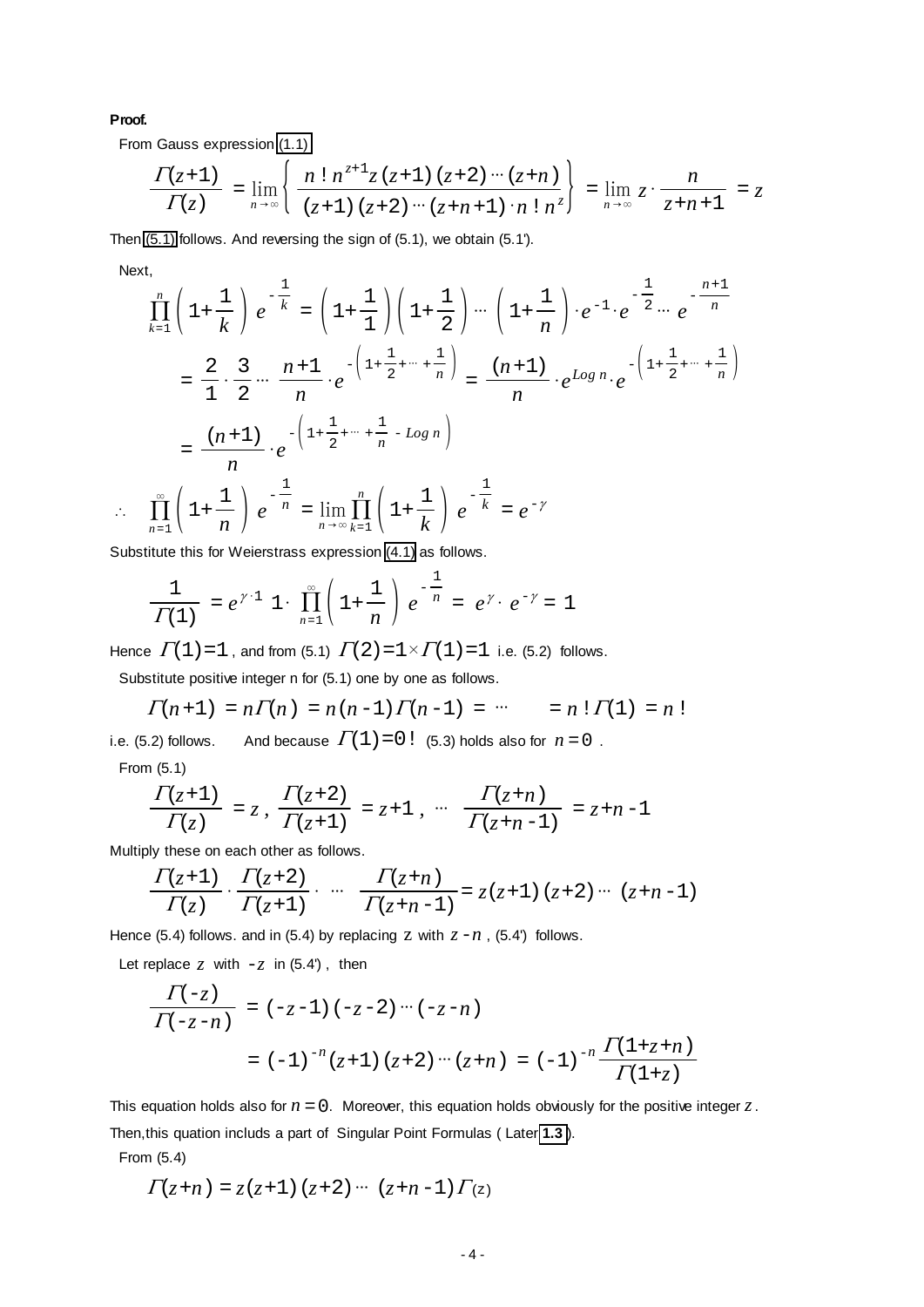**Proof.**

From Gauss expression (1.1)

$$\frac{\Gamma(z+1)}{\Gamma(z)} = \lim_{n\to\infty}\left\{\frac{n!\,n^{z+1}z(z+1)(z+2)\cdots(z+n)}{(z+1)(z+2)\cdots(z+n+1)\cdot n!\,n^{z}}\right\} = \lim_{n\to\infty} z\cdot\frac{n}{z+n+1} = z$$

Then (5.1) follows. And reversing the sign of (5.1), we obtain (5.1').

Next,

$$\prod_{k=1}^{n}\left(1+\frac{1}{k}\right)e^{-\frac{1}{k}} = \left(1+\frac{1}{1}\right)\left(1+\frac{1}{2}\right)\cdots\left(1+\frac{1}{n}\right)\cdot e^{-1}\cdot e^{-\frac{1}{2}}\cdots e^{-\frac{n+1}{n}}$$

$$= \frac{2}{1}\cdot\frac{3}{2}\cdots\frac{n+1}{n}\cdot e^{-\left(1+\frac{1}{2}+\cdots+\frac{1}{n}\right)} = \frac{(n+1)}{n}\cdot e^{Log\,n}\cdot e^{-\left(1+\frac{1}{2}+\cdots+\frac{1}{n}\right)}$$

$$= \frac{(n+1)}{n}\cdot e^{-\left(1+\frac{1}{2}+\cdots+\frac{1}{n}-Log\,n\right)}$$

$$\therefore\quad \prod_{n=1}^{\infty}\left(1+\frac{1}{n}\right)e^{-\frac{1}{n}} = \lim_{n\to\infty}\prod_{k=1}^{n}\left(1+\frac{1}{k}\right)e^{-\frac{1}{k}} = e^{-\gamma}$$

Substitute this for Weierstrass expression (4.1) as follows.

$$\frac{1}{\Gamma(1)} = e^{\gamma\cdot 1}\,1\cdot\prod_{n=1}^{\infty}\left(1+\frac{1}{n}\right)e^{-\frac{1}{n}} = e^{\gamma}\cdot e^{-\gamma} = 1$$

Hence $\Gamma(1)=1$ , and from (5.1) $\Gamma(2)=1\times\Gamma(1)=1$ i.e. (5.2) follows.

Substitute positive integer n for (5.1) one by one as follows.

$$\Gamma(n+1) = n\Gamma(n) = n(n-1)\Gamma(n-1) = \cdots \qquad = n!\,\Gamma(1) = n!$$

i.e. (5.2) follows. And because $\Gamma(1)=0!$ (5.3) holds also for $n=0$ .

From (5.1)

$$\frac{\Gamma(z+1)}{\Gamma(z)} = z\,,\ \frac{\Gamma(z+2)}{\Gamma(z+1)} = z+1\,,\ \cdots\ \frac{\Gamma(z+n)}{\Gamma(z+n-1)} = z+n-1$$

Multiply these on each other as follows.

$$\frac{\Gamma(z+1)}{\Gamma(z)}\cdot\frac{\Gamma(z+2)}{\Gamma(z+1)}\cdot\ \cdots\ \frac{\Gamma(z+n)}{\Gamma(z+n-1)} = z(z+1)(z+2)\cdots(z+n-1)$$

Hence (5.4) follows. and in (5.4) by replacing $z$ with $z-n$ , (5.4') follows.

Let replace $z$ with $-z$ in (5.4') , then

$$\frac{\Gamma(-z)}{\Gamma(-z-n)} = (-z-1)(-z-2)\cdots(-z-n)$$

$$= (-1)^{-n}(z+1)(z+2)\cdots(z+n) = (-1)^{-n}\frac{\Gamma(1+z+n)}{\Gamma(1+z)}$$

This equation holds also for $n=0$. Moreover, this equation holds obviously for the positive integer $z$.

Then,this quation includs a part of Singular Point Formulas ( Later **1.3** ).

From (5.4)

$$\Gamma(z+n) = z(z+1)(z+2)\cdots(z+n-1)\Gamma(z)$$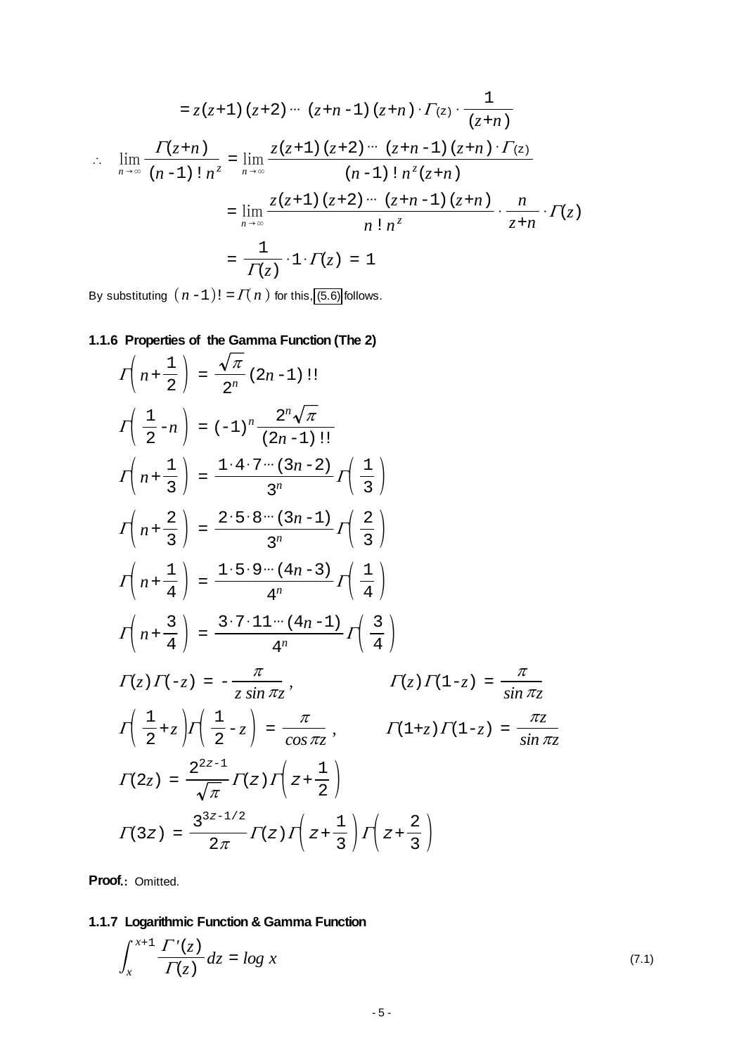$$= z(z+1)(z+2)\cdots(z+n-1)(z+n)\cdot\Gamma(z)\cdot\frac{1}{(z+n)}$$

$$\therefore\quad \lim_{n\to\infty}\frac{\Gamma(z+n)}{(n-1)!\,n^z} = \lim_{n\to\infty}\frac{z(z+1)(z+2)\cdots(z+n-1)(z+n)\cdot\Gamma(z)}{(n-1)!\,n^z(z+n)}$$

$$= \lim_{n\to\infty}\frac{z(z+1)(z+2)\cdots(z+n-1)(z+n)}{n!\,n^z}\cdot\frac{n}{z+n}\cdot\Gamma(z)$$

$$= \frac{1}{\Gamma(z)}\cdot 1\cdot\Gamma(z) = 1$$

By substituting $(n-1)! = \Gamma(n)$ for this, (5.6) follows.

### 1.1.6 Properties of the Gamma Function (The 2)

$$\Gamma\left(n+\frac{1}{2}\right) = \frac{\sqrt{\pi}}{2^n}(2n-1)!!$$

$$\Gamma\left(\frac{1}{2}-n\right) = (-1)^n\frac{2^n\sqrt{\pi}}{(2n-1)!!}$$

$$\Gamma\left(n+\frac{1}{3}\right) = \frac{1\cdot 4\cdot 7\cdots(3n-2)}{3^n}\Gamma\left(\frac{1}{3}\right)$$

$$\Gamma\left(n+\frac{2}{3}\right) = \frac{2\cdot 5\cdot 8\cdots(3n-1)}{3^n}\Gamma\left(\frac{2}{3}\right)$$

$$\Gamma\left(n+\frac{1}{4}\right) = \frac{1\cdot 5\cdot 9\cdots(4n-3)}{4^n}\Gamma\left(\frac{1}{4}\right)$$

$$\Gamma\left(n+\frac{3}{4}\right) = \frac{3\cdot 7\cdot 11\cdots(4n-1)}{4^n}\Gamma\left(\frac{3}{4}\right)$$

$$\Gamma(z)\Gamma(-z) = -\frac{\pi}{z\sin\pi z}, \qquad \Gamma(z)\Gamma(1-z) = \frac{\pi}{\sin\pi z}$$

$$\Gamma\left(\frac{1}{2}+z\right)\Gamma\left(\frac{1}{2}-z\right) = \frac{\pi}{\cos\pi z}, \qquad \Gamma(1+z)\Gamma(1-z) = \frac{\pi z}{\sin\pi z}$$

$$\Gamma(2z) = \frac{2^{2z-1}}{\sqrt{\pi}}\Gamma(z)\Gamma\left(z+\frac{1}{2}\right)$$

$$\Gamma(3z) = \frac{3^{3z-1/2}}{2\pi}\Gamma(z)\Gamma\left(z+\frac{1}{3}\right)\Gamma\left(z+\frac{2}{3}\right)$$

**Proof.**: Omitted.

### 1.1.7 Logarithmic Function & Gamma Function

$$\int_x^{x+1}\frac{\Gamma'(z)}{\Gamma(z)}dz = \log x \tag{7.1}$$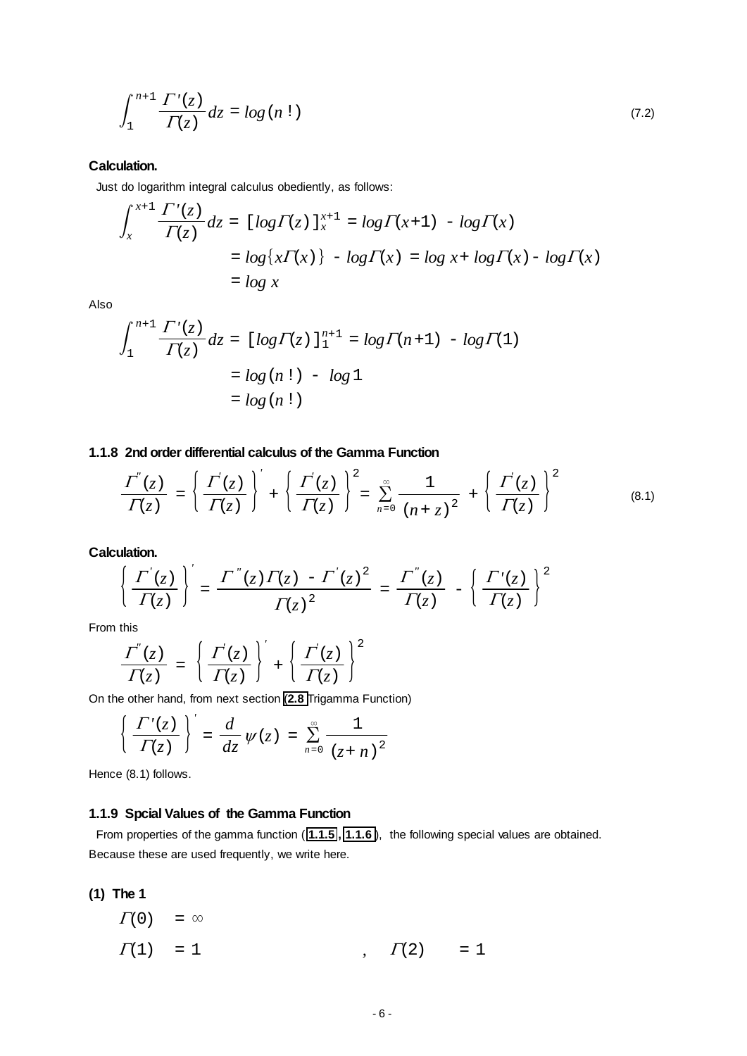$$\int_1^{n+1} \frac{\Gamma'(z)}{\Gamma(z)} dz = \log(n!) \tag{7.2}$$

**Calculation.**

Just do logarithm integral calculus obediently, as follows:

$$\begin{aligned}\int_x^{x+1} \frac{\Gamma'(z)}{\Gamma(z)} dz &= [\log\Gamma(z)]_x^{x+1} = \log\Gamma(x+1) - \log\Gamma(x) \\ &= \log\{x\Gamma(x)\} - \log\Gamma(x) = \log x + \log\Gamma(x) - \log\Gamma(x) \\ &= \log x\end{aligned}$$

Also

$$\begin{aligned}\int_1^{n+1} \frac{\Gamma'(z)}{\Gamma(z)} dz &= [\log\Gamma(z)]_1^{n+1} = \log\Gamma(n+1) - \log\Gamma(1) \\ &= \log(n!) - \log 1 \\ &= \log(n!)\end{aligned}$$

### 1.1.8 2nd order differential calculus of the Gamma Function

$$\frac{\Gamma''(z)}{\Gamma(z)} = \left\{\frac{\Gamma'(z)}{\Gamma(z)}\right\}' + \left\{\frac{\Gamma'(z)}{\Gamma(z)}\right\}^2 = \sum_{n=0}^{\infty} \frac{1}{(n+z)^2} + \left\{\frac{\Gamma'(z)}{\Gamma(z)}\right\}^2 \tag{8.1}$$

**Calculation.**

$$\left\{\frac{\Gamma'(z)}{\Gamma(z)}\right\}' = \frac{\Gamma''(z)\Gamma(z) - \Gamma'(z)^2}{\Gamma(z)^2} = \frac{\Gamma''(z)}{\Gamma(z)} - \left\{\frac{\Gamma'(z)}{\Gamma(z)}\right\}^2$$

From this

$$\frac{\Gamma''(z)}{\Gamma(z)} = \left\{\frac{\Gamma'(z)}{\Gamma(z)}\right\}' + \left\{\frac{\Gamma'(z)}{\Gamma(z)}\right\}^2$$

On the other hand, from next section (2.8 Trigamma Function)

$$\left\{\frac{\Gamma'(z)}{\Gamma(z)}\right\}' = \frac{d}{dz}\psi(z) = \sum_{n=0}^{\infty} \frac{1}{(z+n)^2}$$

Hence (8.1) follows.

### 1.1.9 Spcial Values of the Gamma Function

From properties of the gamma function (1.1.5, 1.1.6), the following special values are obtained. Because these are used frequently, we write here.

**(1) The 1**

$\Gamma(0) = \infty$

$\Gamma(1) = 1$ , $\Gamma(2) = 1$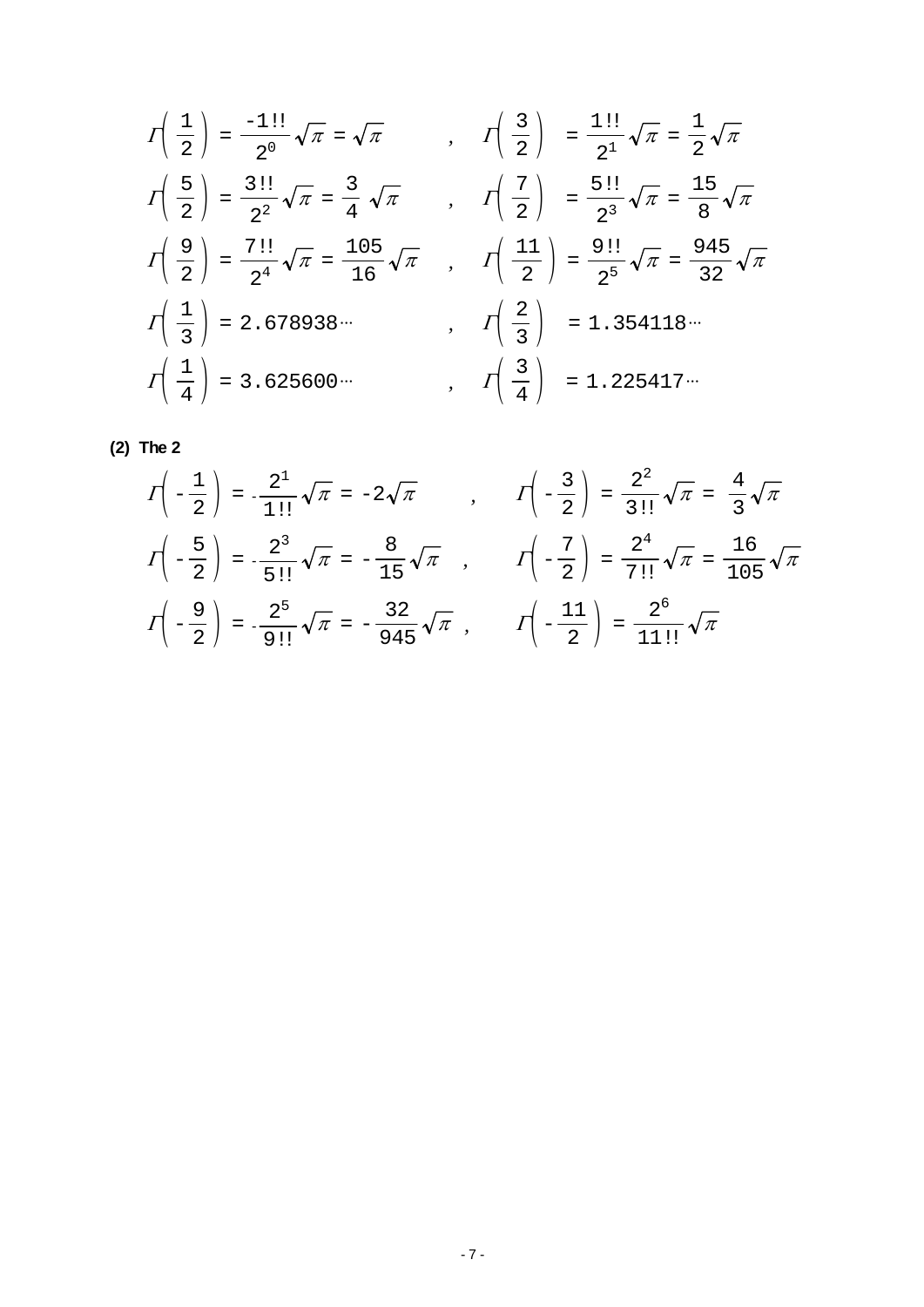$$\Gamma\left(\frac{1}{2}\right) = \frac{-1!!}{2^0}\sqrt{\pi} = \sqrt{\pi} \quad , \quad \Gamma\left(\frac{3}{2}\right) = \frac{1!!}{2^1}\sqrt{\pi} = \frac{1}{2}\sqrt{\pi}$$

$$\Gamma\left(\frac{5}{2}\right) = \frac{3!!}{2^2}\sqrt{\pi} = \frac{3}{4}\sqrt{\pi} \quad , \quad \Gamma\left(\frac{7}{2}\right) = \frac{5!!}{2^3}\sqrt{\pi} = \frac{15}{8}\sqrt{\pi}$$

$$\Gamma\left(\frac{9}{2}\right) = \frac{7!!}{2^4}\sqrt{\pi} = \frac{105}{16}\sqrt{\pi} \quad , \quad \Gamma\left(\frac{11}{2}\right) = \frac{9!!}{2^5}\sqrt{\pi} = \frac{945}{32}\sqrt{\pi}$$

$$\Gamma\left(\frac{1}{3}\right) = 2.678938\cdots \quad , \quad \Gamma\left(\frac{2}{3}\right) = 1.354118\cdots$$

$$\Gamma\left(\frac{1}{4}\right) = 3.625600\cdots \quad , \quad \Gamma\left(\frac{3}{4}\right) = 1.225417\cdots$$

**(2) The 2**

$$\Gamma\left(-\frac{1}{2}\right) = -\frac{2^1}{1!!}\sqrt{\pi} = -2\sqrt{\pi} \quad , \quad \Gamma\left(-\frac{3}{2}\right) = \frac{2^2}{3!!}\sqrt{\pi} = \frac{4}{3}\sqrt{\pi}$$

$$\Gamma\left(-\frac{5}{2}\right) = -\frac{2^3}{5!!}\sqrt{\pi} = -\frac{8}{15}\sqrt{\pi} \quad , \quad \Gamma\left(-\frac{7}{2}\right) = \frac{2^4}{7!!}\sqrt{\pi} = \frac{16}{105}\sqrt{\pi}$$

$$\Gamma\left(-\frac{9}{2}\right) = -\frac{2^5}{9!!}\sqrt{\pi} = -\frac{32}{945}\sqrt{\pi} \quad , \quad \Gamma\left(-\frac{11}{2}\right) = \frac{2^6}{11!!}\sqrt{\pi}$$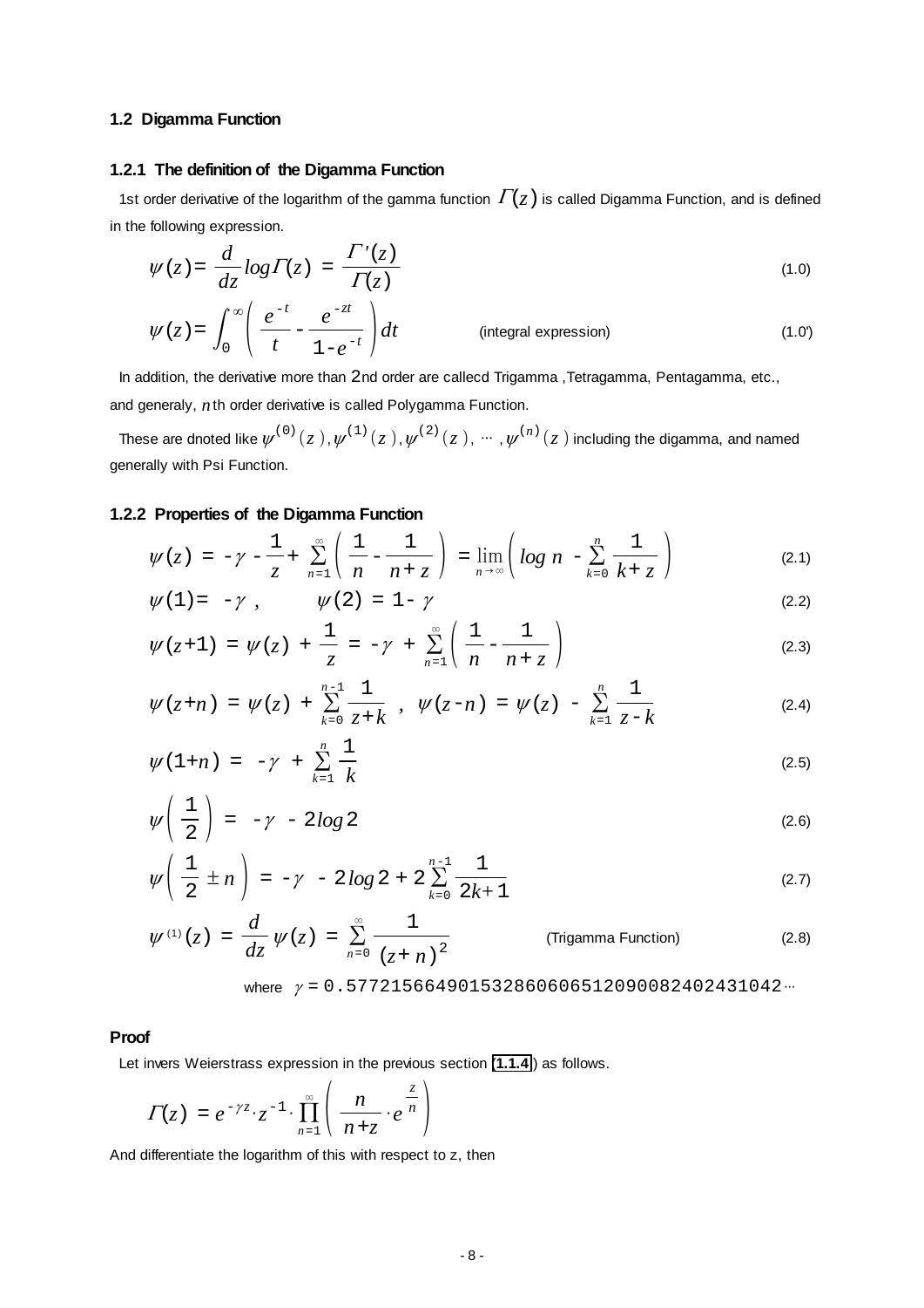### 1.2 Digamma Function

#### 1.2.1 The definition of the Digamma Function

1st order derivative of the logarithm of the gamma function $\Gamma(z)$ is called Digamma Function, and is defined in the following expression.

$$\psi(z) = \frac{d}{dz} \log \Gamma(z) = \frac{\Gamma'(z)}{\Gamma(z)} \tag{1.0}$$

$$\psi(z) = \int_0^\infty \left( \frac{e^{-t}}{t} - \frac{e^{-zt}}{1-e^{-t}} \right) dt \qquad \text{(integral expression)} \tag{1.0'}$$

In addition, the derivative more than 2nd order are callecd Trigamma ,Tetragamma, Pentagamma, etc., and generaly, $n$th order derivative is called Polygamma Function.

These are dnoted like $\psi^{(0)}(z), \psi^{(1)}(z), \psi^{(2)}(z), \cdots, \psi^{(n)}(z)$ including the digamma, and named generally with Psi Function.

#### 1.2.2 Properties of the Digamma Function

$$\psi(z) = -\gamma - \frac{1}{z} + \sum_{n=1}^{\infty} \left( \frac{1}{n} - \frac{1}{n+z} \right) = \lim_{n \to \infty} \left( \log n - \sum_{k=0}^{n} \frac{1}{k+z} \right) \tag{2.1}$$

$$\psi(1) = -\gamma \ , \qquad \psi(2) = 1 - \gamma \tag{2.2}$$

$$\psi(z+1) = \psi(z) + \frac{1}{z} = -\gamma + \sum_{n=1}^{\infty} \left( \frac{1}{n} - \frac{1}{n+z} \right) \tag{2.3}$$

$$\psi(z+n) = \psi(z) + \sum_{k=0}^{n-1} \frac{1}{z+k} \ , \ \ \psi(z-n) = \psi(z) - \sum_{k=1}^{n} \frac{1}{z-k} \tag{2.4}$$

$$\psi(1+n) = -\gamma + \sum_{k=1}^{n} \frac{1}{k} \tag{2.5}$$

$$\psi\left( \frac{1}{2} \right) = -\gamma - 2\log 2 \tag{2.6}$$

$$\psi\left( \frac{1}{2} \pm n \right) = -\gamma - 2\log 2 + 2\sum_{k=0}^{n-1} \frac{1}{2k+1} \tag{2.7}$$

$$\psi^{(1)}(z) = \frac{d}{dz}\psi(z) = \sum_{n=0}^{\infty} \frac{1}{(z+n)^2} \qquad \text{(Trigamma Function)} \tag{2.8}$$

where $\gamma = 0.57721566490153286060651209008240243104 2\cdots$

**Proof**

Let invers Weierstrass expression in the previous section (**1.1.4**) as follows.

$$\Gamma(z) = e^{-\gamma z} \cdot z^{-1} \cdot \prod_{n=1}^{\infty} \left( \frac{n}{n+z} \cdot e^{\frac{z}{n}} \right)$$

And differentiate the logarithm of this with respect to z, then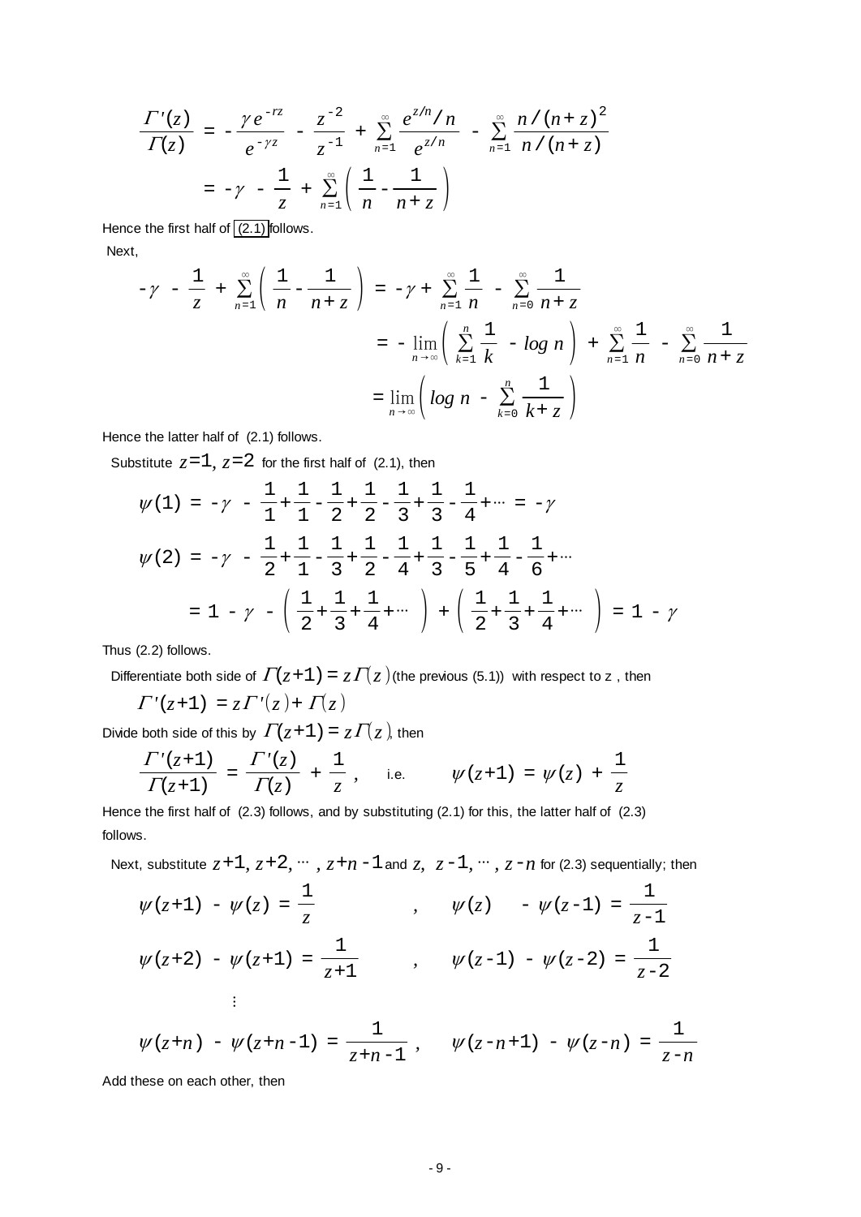$$\frac{\Gamma'(z)}{\Gamma(z)} = -\frac{\gamma e^{-rz}}{e^{-\gamma z}} - \frac{z^{-2}}{z^{-1}} + \sum_{n=1}^{\infty} \frac{e^{z/n}/n}{e^{z/n}} - \sum_{n=1}^{\infty} \frac{n/(n+z)^2}{n/(n+z)}$$

$$= -\gamma - \frac{1}{z} + \sum_{n=1}^{\infty}\left(\frac{1}{n} - \frac{1}{n+z}\right)$$

Hence the first half of (2.1) follows.

Next,

$$-\gamma - \frac{1}{z} + \sum_{n=1}^{\infty}\left(\frac{1}{n} - \frac{1}{n+z}\right) = -\gamma + \sum_{n=1}^{\infty}\frac{1}{n} - \sum_{n=0}^{\infty}\frac{1}{n+z}$$

$$= -\lim_{n\to\infty}\left(\sum_{k=1}^{n}\frac{1}{k} - \log n\right) + \sum_{n=1}^{\infty}\frac{1}{n} - \sum_{n=0}^{\infty}\frac{1}{n+z}$$

$$= \lim_{n\to\infty}\left(\log n - \sum_{k=0}^{n}\frac{1}{k+z}\right)$$

Hence the latter half of (2.1) follows.

Substitute $z=1$, $z=2$ for the first half of (2.1), then

$$\psi(1) = -\gamma - \frac{1}{1} + \frac{1}{1} - \frac{1}{2} + \frac{1}{2} - \frac{1}{3} + \frac{1}{3} - \frac{1}{4} + \cdots = -\gamma$$

$$\psi(2) = -\gamma - \frac{1}{2} + \frac{1}{1} - \frac{1}{3} + \frac{1}{2} - \frac{1}{4} + \frac{1}{3} - \frac{1}{5} + \frac{1}{4} - \frac{1}{6} + \cdots$$

$$= 1 - \gamma - \left(\frac{1}{2} + \frac{1}{3} + \frac{1}{4} + \cdots\right) + \left(\frac{1}{2} + \frac{1}{3} + \frac{1}{4} + \cdots\right) = 1 - \gamma$$

Thus (2.2) follows.

Differentiate both side of $\Gamma(z+1) = z\Gamma(z)$ (the previous (5.1)) with respect to z , then

$$\Gamma'(z+1) = z\Gamma'(z) + \Gamma(z)$$

Divide both side of this by $\Gamma(z+1) = z\Gamma(z)$, then

$$\frac{\Gamma'(z+1)}{\Gamma(z+1)} = \frac{\Gamma'(z)}{\Gamma(z)} + \frac{1}{z}, \qquad \text{i.e.} \qquad \psi(z+1) = \psi(z) + \frac{1}{z}$$

Hence the first half of (2.3) follows, and by substituting (2.1) for this, the latter half of (2.3) follows.

Next, substitute $z+1, z+2, \cdots, z+n-1$ and $z, z-1, \cdots, z-n$ for (2.3) sequentially; then

$$\psi(z+1) - \psi(z) = \frac{1}{z}, \qquad \psi(z) - \psi(z-1) = \frac{1}{z-1}$$

$$\psi(z+2) - \psi(z+1) = \frac{1}{z+1}, \qquad \psi(z-1) - \psi(z-2) = \frac{1}{z-2}$$

$$\vdots$$

$$\psi(z+n) - \psi(z+n-1) = \frac{1}{z+n-1}, \qquad \psi(z-n+1) - \psi(z-n) = \frac{1}{z-n}$$

Add these on each other, then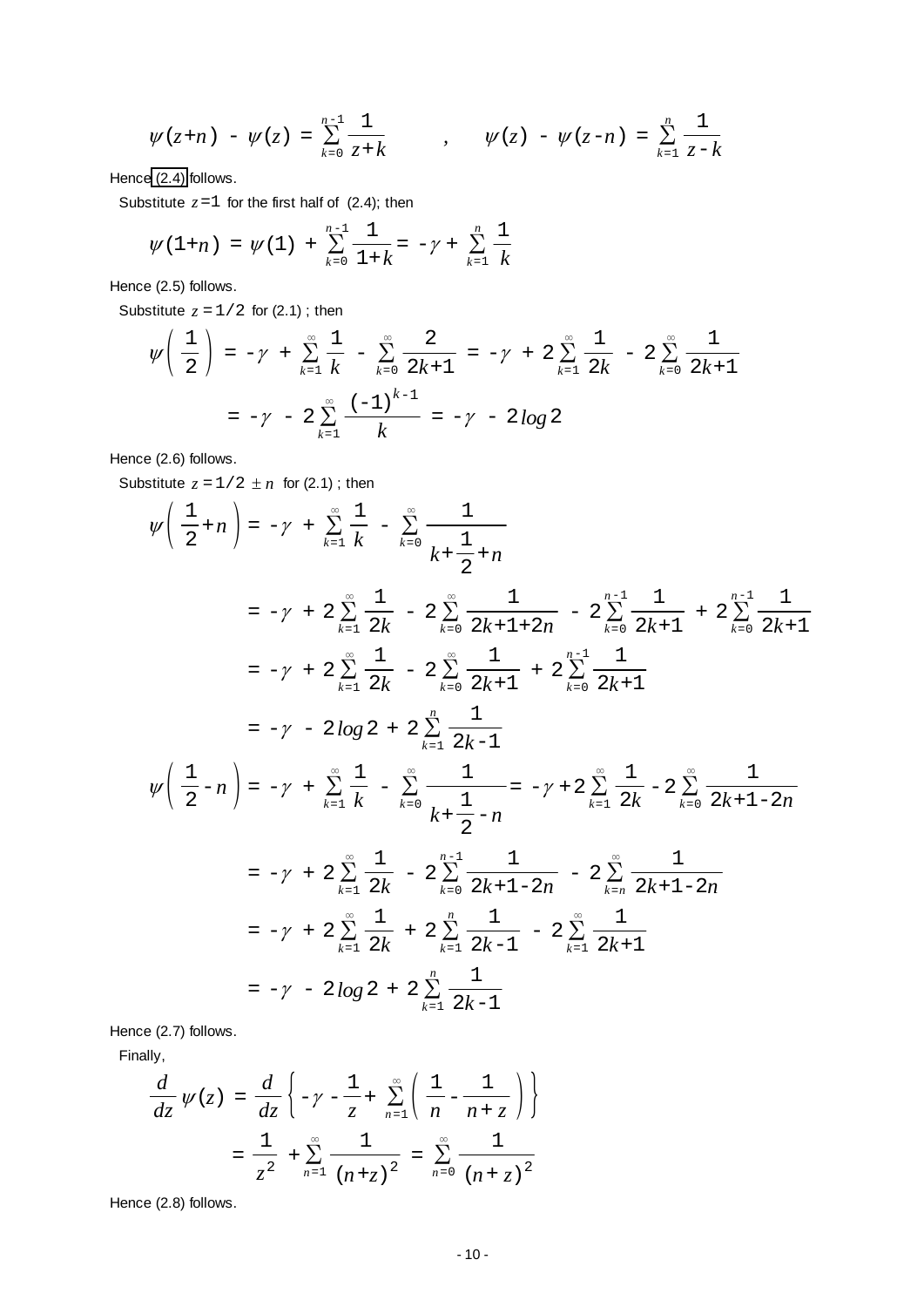$$\psi(z+n) - \psi(z) = \sum_{k=0}^{n-1} \frac{1}{z+k} \qquad , \qquad \psi(z) - \psi(z-n) = \sum_{k=1}^{n} \frac{1}{z-k}$$

Hence (2.4) follows.

Substitute $z=1$ for the first half of (2.4); then

$$\psi(1+n) = \psi(1) + \sum_{k=0}^{n-1} \frac{1}{1+k} = -\gamma + \sum_{k=1}^{n} \frac{1}{k}$$

Hence (2.5) follows.

Substitute $z=1/2$ for (2.1) ; then

$$\psi\left(\frac{1}{2}\right) = -\gamma + \sum_{k=1}^{\infty} \frac{1}{k} - \sum_{k=0}^{\infty} \frac{2}{2k+1} = -\gamma + 2\sum_{k=1}^{\infty} \frac{1}{2k} - 2\sum_{k=0}^{\infty} \frac{1}{2k+1}$$

$$= -\gamma - 2\sum_{k=1}^{\infty} \frac{(-1)^{k-1}}{k} = -\gamma - 2\log 2$$

Hence (2.6) follows.

Substitute $z=1/2 \pm n$ for (2.1) ; then

$$\psi\left(\frac{1}{2}+n\right) = -\gamma + \sum_{k=1}^{\infty} \frac{1}{k} - \sum_{k=0}^{\infty} \frac{1}{k+\frac{1}{2}+n}$$

$$= -\gamma + 2\sum_{k=1}^{\infty} \frac{1}{2k} - 2\sum_{k=0}^{\infty} \frac{1}{2k+1+2n} - 2\sum_{k=0}^{n-1} \frac{1}{2k+1} + 2\sum_{k=0}^{n-1} \frac{1}{2k+1}$$

$$= -\gamma + 2\sum_{k=1}^{\infty} \frac{1}{2k} - 2\sum_{k=0}^{\infty} \frac{1}{2k+1} + 2\sum_{k=0}^{n-1} \frac{1}{2k+1}$$

$$= -\gamma - 2\log 2 + 2\sum_{k=1}^{n} \frac{1}{2k-1}$$

$$\psi\left(\frac{1}{2}-n\right) = -\gamma + \sum_{k=1}^{\infty} \frac{1}{k} - \sum_{k=0}^{\infty} \frac{1}{k+\frac{1}{2}-n} = -\gamma + 2\sum_{k=1}^{\infty} \frac{1}{2k} - 2\sum_{k=0}^{\infty} \frac{1}{2k+1-2n}$$

$$= -\gamma + 2\sum_{k=1}^{\infty} \frac{1}{2k} - 2\sum_{k=0}^{n-1} \frac{1}{2k+1-2n} - 2\sum_{k=n}^{\infty} \frac{1}{2k+1-2n}$$

$$= -\gamma + 2\sum_{k=1}^{\infty} \frac{1}{2k} + 2\sum_{k=1}^{n} \frac{1}{2k-1} - 2\sum_{k=1}^{\infty} \frac{1}{2k+1}$$

$$= -\gamma - 2\log 2 + 2\sum_{k=1}^{n} \frac{1}{2k-1}$$

Hence (2.7) follows.

Finally,

$$\frac{d}{dz}\psi(z) = \frac{d}{dz}\left\{ -\gamma - \frac{1}{z} + \sum_{n=1}^{\infty} \left( \frac{1}{n} - \frac{1}{n+z} \right) \right\}$$

$$= \frac{1}{z^2} + \sum_{n=1}^{\infty} \frac{1}{(n+z)^2} = \sum_{n=0}^{\infty} \frac{1}{(n+z)^2}$$

Hence (2.8) follows.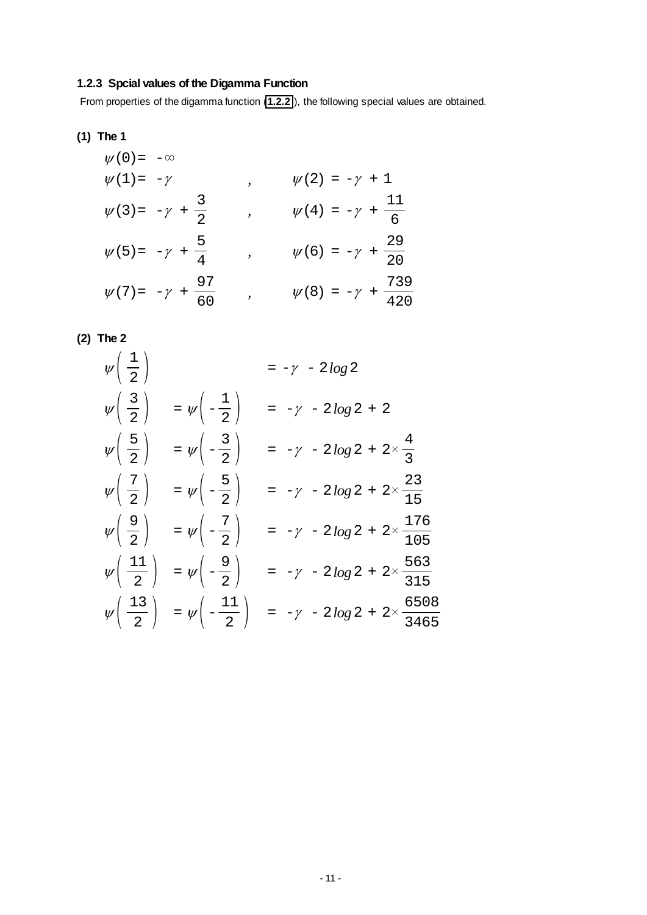### 1.2.3 Spcial values of the Digamma Function

From properties of the digamma function (**1.2.2**), the following special values are obtained.

**(1) The 1**

$$\psi(0) = -\infty$$

$$\psi(1) = -\gamma \qquad , \qquad \psi(2) = -\gamma + 1$$

$$\psi(3) = -\gamma + \frac{3}{2} \qquad , \qquad \psi(4) = -\gamma + \frac{11}{6}$$

$$\psi(5) = -\gamma + \frac{5}{4} \qquad , \qquad \psi(6) = -\gamma + \frac{29}{20}$$

$$\psi(7) = -\gamma + \frac{97}{60} \qquad , \qquad \psi(8) = -\gamma + \frac{739}{420}$$

**(2) The 2**

$$\psi\left(\frac{1}{2}\right) = -\gamma - 2\log 2$$

$$\psi\left(\frac{3}{2}\right) = \psi\left(-\frac{1}{2}\right) = -\gamma - 2\log 2 + 2$$

$$\psi\left(\frac{5}{2}\right) = \psi\left(-\frac{3}{2}\right) = -\gamma - 2\log 2 + 2\times\frac{4}{3}$$

$$\psi\left(\frac{7}{2}\right) = \psi\left(-\frac{5}{2}\right) = -\gamma - 2\log 2 + 2\times\frac{23}{15}$$

$$\psi\left(\frac{9}{2}\right) = \psi\left(-\frac{7}{2}\right) = -\gamma - 2\log 2 + 2\times\frac{176}{105}$$

$$\psi\left(\frac{11}{2}\right) = \psi\left(-\frac{9}{2}\right) = -\gamma - 2\log 2 + 2\times\frac{563}{315}$$

$$\psi\left(\frac{13}{2}\right) = \psi\left(-\frac{11}{2}\right) = -\gamma - 2\log 2 + 2\times\frac{6508}{3465}$$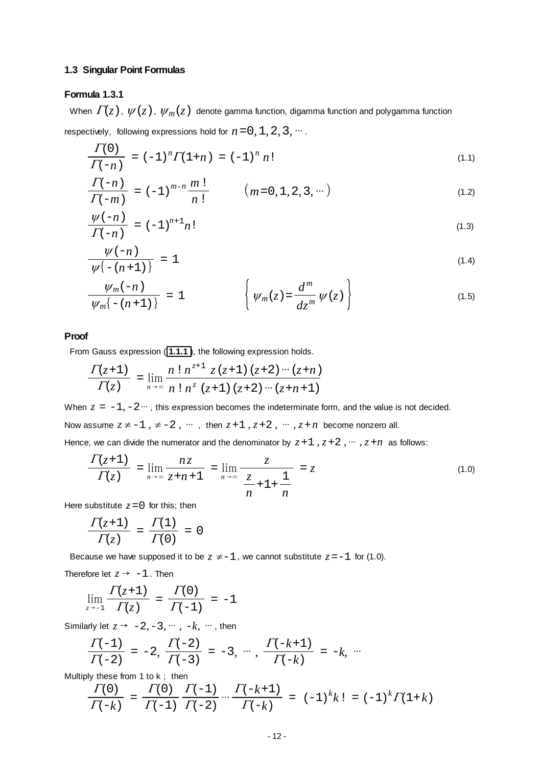### 1.3 Singular Point Formulas

#### Formula 1.3.1

When $\Gamma(z)$, $\psi(z)$, $\psi_m(z)$ denote gamma function, digamma function and polygamma function respectively, following expressions hold for $n=0,1,2,3,\cdots$.

$$\frac{\Gamma(0)}{\Gamma(-n)} = (-1)^n \Gamma(1+n) = (-1)^n n! \tag{1.1}$$

$$\frac{\Gamma(-n)}{\Gamma(-m)} = (-1)^{m-n}\frac{m!}{n!} \qquad (m=0,1,2,3,\cdots) \tag{1.2}$$

$$\frac{\psi(-n)}{\Gamma(-n)} = (-1)^{n+1} n! \tag{1.3}$$

$$\frac{\psi(-n)}{\psi\{-(n+1)\}} = 1 \tag{1.4}$$

$$\frac{\psi_m(-n)}{\psi_m\{-(n+1)\}} = 1 \qquad \left\{ \psi_m(z) = \frac{d^m}{dz^m}\psi(z) \right\} \tag{1.5}$$

#### Proof

From Gauss expression (**1.1.1**), the following expression holds.

$$\frac{\Gamma(z+1)}{\Gamma(z)} = \lim_{n\to\infty} \frac{n!\, n^{z+1}\, z(z+1)(z+2)\cdots(z+n)}{n!\, n^z\, (z+1)(z+2)\cdots(z+n+1)}$$

When $z = -1, -2\cdots$, this expression becomes the indeterminate form, and the value is not decided.

Now assume $z \neq -1, \neq -2, \cdots$, then $z+1, z+2, \cdots, z+n$ become nonzero all.

Hence, we can divide the numerator and the denominator by $z+1, z+2, \cdots, z+n$ as follows:

$$\frac{\Gamma(z+1)}{\Gamma(z)} = \lim_{n\to\infty} \frac{nz}{z+n+1} = \lim_{n\to\infty} \frac{z}{\dfrac{z}{n}+1+\dfrac{1}{n}} = z \tag{1.0}$$

Here substitute $z=0$ for this; then

$$\frac{\Gamma(z+1)}{\Gamma(z)} = \frac{\Gamma(1)}{\Gamma(0)} = 0$$

Because we have supposed it to be $z \neq -1$, we cannot substitute $z=-1$ for (1.0).

Therefore let $z \to -1$. Then

$$\lim_{z\to -1} \frac{\Gamma(z+1)}{\Gamma(z)} = \frac{\Gamma(0)}{\Gamma(-1)} = -1$$

Similarly let $z \to -2, -3, \cdots, -k, \cdots$, then

$$\frac{\Gamma(-1)}{\Gamma(-2)} = -2,\ \frac{\Gamma(-2)}{\Gamma(-3)} = -3,\ \cdots,\ \frac{\Gamma(-k+1)}{\Gamma(-k)} = -k,\ \cdots$$

Multiply these from 1 to k ; then

$$\frac{\Gamma(0)}{\Gamma(-k)} = \frac{\Gamma(0)}{\Gamma(-1)}\frac{\Gamma(-1)}{\Gamma(-2)}\cdots\frac{\Gamma(-k+1)}{\Gamma(-k)} = (-1)^k k! = (-1)^k \Gamma(1+k)$$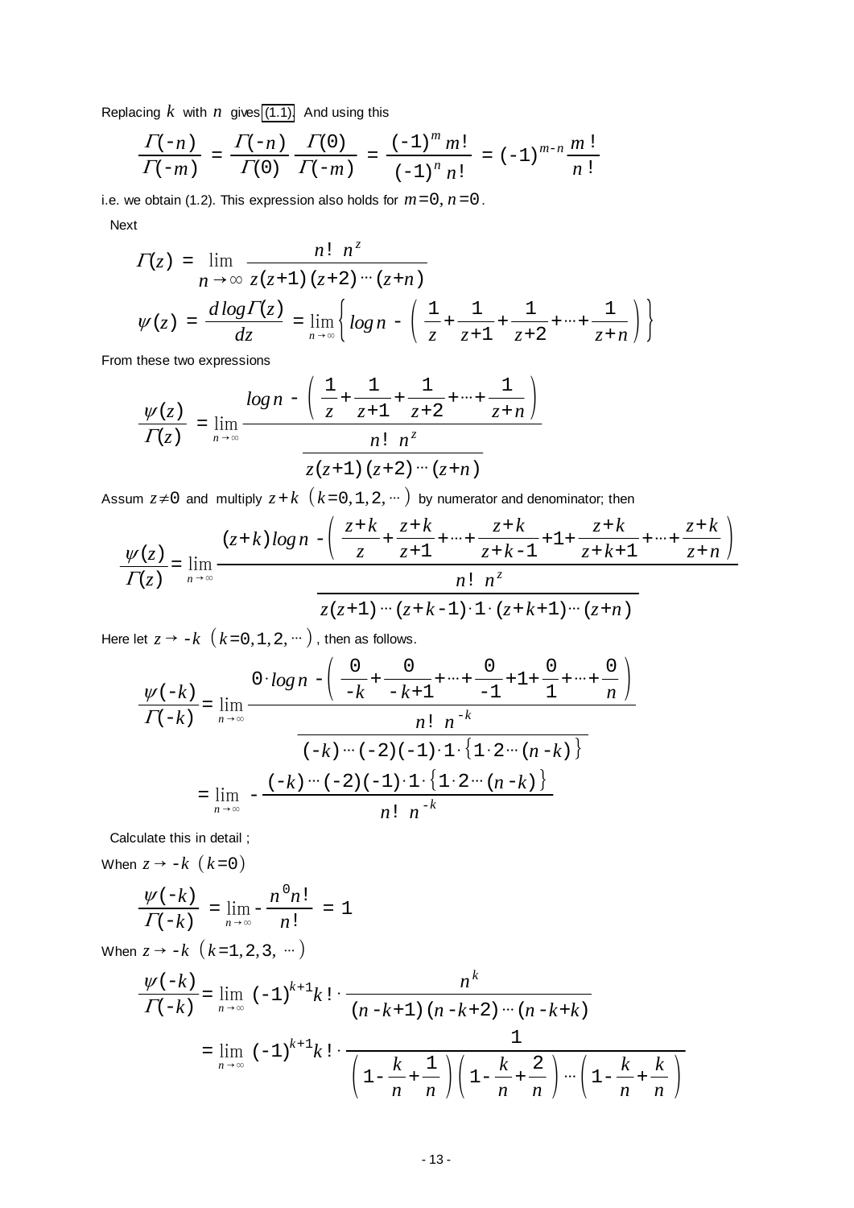Replacing $k$ with $n$ gives (1.1). And using this

$$\frac{\Gamma(-n)}{\Gamma(-m)} = \frac{\Gamma(-n)}{\Gamma(0)}\frac{\Gamma(0)}{\Gamma(-m)} = \frac{(-1)^m m!}{(-1)^n n!} = (-1)^{m-n}\frac{m!}{n!}$$

i.e. we obtain (1.2). This expression also holds for $m=0, n=0$.

Next

$$\Gamma(z) = \lim_{n\to\infty}\frac{n!\ n^z}{z(z+1)(z+2)\cdots(z+n)}$$

$$\psi(z) = \frac{d\log\Gamma(z)}{dz} = \lim_{n\to\infty}\left\{\log n - \left(\frac{1}{z}+\frac{1}{z+1}+\frac{1}{z+2}+\cdots+\frac{1}{z+n}\right)\right\}$$

From these two expressions

$$\frac{\psi(z)}{\Gamma(z)} = \lim_{n\to\infty}\frac{\log n - \left(\frac{1}{z}+\frac{1}{z+1}+\frac{1}{z+2}+\cdots+\frac{1}{z+n}\right)}{\dfrac{n!\ n^z}{z(z+1)(z+2)\cdots(z+n)}}$$

Assum $z\neq 0$ and multiply $z+k\ \ (k=0,1,2,\cdots)$ by numerator and denominator; then

$$\frac{\psi(z)}{\Gamma(z)} = \lim_{n\to\infty}\frac{(z+k)\log n - \left(\frac{z+k}{z}+\frac{z+k}{z+1}+\cdots+\frac{z+k}{z+k-1}+1+\frac{z+k}{z+k+1}+\cdots+\frac{z+k}{z+n}\right)}{\dfrac{n!\ n^z}{z(z+1)\cdots(z+k-1)\cdot 1\cdot(z+k+1)\cdots(z+n)}}$$

Here let $z\to -k\ \ (k=0,1,2,\cdots)$, then as follows.

$$\frac{\psi(-k)}{\Gamma(-k)} = \lim_{n\to\infty}\frac{0\cdot\log n - \left(\frac{0}{-k}+\frac{0}{-k+1}+\cdots+\frac{0}{-1}+1+\frac{0}{1}+\cdots+\frac{0}{n}\right)}{\dfrac{n!\ n^{-k}}{(-k)\cdots(-2)(-1)\cdot 1\cdot\{1\cdot 2\cdots(n-k)\}}}$$

$$= \lim_{n\to\infty} -\frac{(-k)\cdots(-2)(-1)\cdot 1\cdot\{1\cdot 2\cdots(n-k)\}}{n!\ n^{-k}}$$

Calculate this in detail ;

When $z\to -k\ \ (k=0)$

$$\frac{\psi(-k)}{\Gamma(-k)} = \lim_{n\to\infty} -\frac{n^0 n!}{n!} = 1$$

When $z\to -k\ \ (k=1,2,3,\cdots)$

$$\frac{\psi(-k)}{\Gamma(-k)} = \lim_{n\to\infty}(-1)^{k+1}k!\cdot\frac{n^k}{(n-k+1)(n-k+2)\cdots(n-k+k)}$$

$$= \lim_{n\to\infty}(-1)^{k+1}k!\cdot\frac{1}{\left(1-\frac{k}{n}+\frac{1}{n}\right)\left(1-\frac{k}{n}+\frac{2}{n}\right)\cdots\left(1-\frac{k}{n}+\frac{k}{n}\right)}$$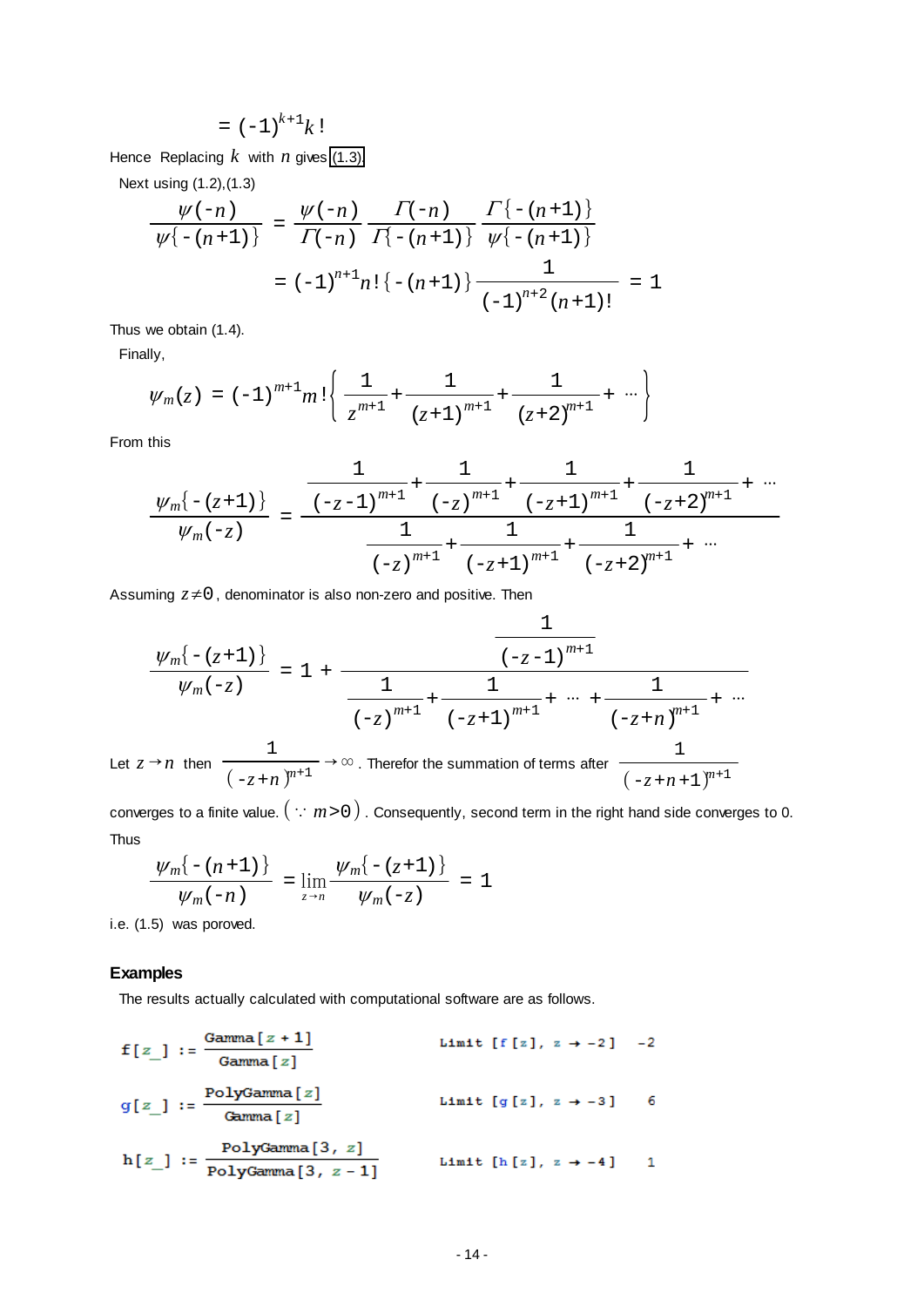$$= (-1)^{k+1} k!$$

Hence Replacing $k$ with $n$ gives (1.3).

Next using (1.2),(1.3)

$$\frac{\psi(-n)}{\psi\{-(n+1)\}} = \frac{\psi(-n)}{\Gamma(-n)} \frac{\Gamma(-n)}{\Gamma\{-(n+1)\}} \frac{\Gamma\{-(n+1)\}}{\psi\{-(n+1)\}}$$

$$= (-1)^{n+1} n! \{-(n+1)\} \frac{1}{(-1)^{n+2}(n+1)!} = 1$$

Thus we obtain (1.4).

Finally,

$$\psi_m(z) = (-1)^{m+1} m! \left\{ \frac{1}{z^{m+1}} + \frac{1}{(z+1)^{m+1}} + \frac{1}{(z+2)^{m+1}} + \cdots \right\}$$

From this

$$\frac{\psi_m\{-(z+1)\}}{\psi_m(-z)} = \frac{\dfrac{1}{(-z-1)^{m+1}} + \dfrac{1}{(-z)^{m+1}} + \dfrac{1}{(-z+1)^{m+1}} + \dfrac{1}{(-z+2)^{m+1}} + \cdots}{\dfrac{1}{(-z)^{m+1}} + \dfrac{1}{(-z+1)^{m+1}} + \dfrac{1}{(-z+2)^{m+1}} + \cdots}$$

Assuming $z \neq 0$, denominator is also non-zero and positive. Then

$$\frac{\psi_m\{-(z+1)\}}{\psi_m(-z)} = 1 + \frac{\dfrac{1}{(-z-1)^{m+1}}}{\dfrac{1}{(-z)^{m+1}} + \dfrac{1}{(-z+1)^{m+1}} + \cdots + \dfrac{1}{(-z+n)^{m+1}} + \cdots}$$

Let $z \to n$ then $\dfrac{1}{(-z+n)^{m+1}} \to \infty$. Therefor the summation of terms after $\dfrac{1}{(-z+n+1)^{m+1}}$ converges to a finite value. $(\because m>0)$. Consequently, second term in the right hand side converges to 0.

Thus

$$\frac{\psi_m\{-(n+1)\}}{\psi_m(-n)} = \lim_{z \to n} \frac{\psi_m\{-(z+1)\}}{\psi_m(-z)} = 1$$

i.e. (1.5) was poroved.

### Examples

The results actually calculated with computational software are as follows.

```
f[z_] := Gamma[z + 1] / Gamma[z]                      Limit [f[z], z → -2]   -2

g[z_] := PolyGamma[z] / Gamma[z]                      Limit [g[z], z → -3]    6

h[z_] := PolyGamma[3, z] / PolyGamma[3, z - 1]        Limit [h[z], z → -4]    1
```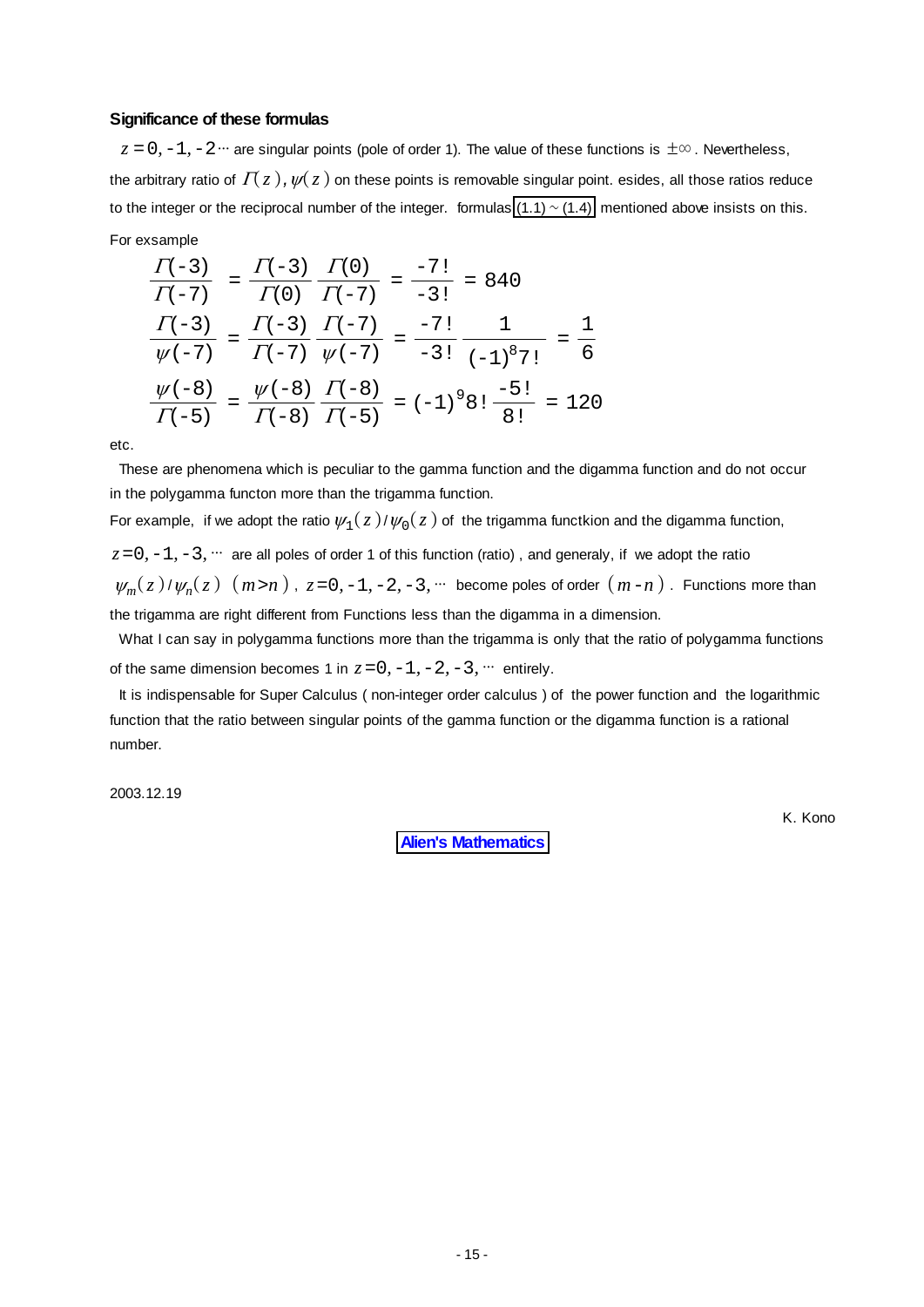### Significance of these formulas

$z = 0, -1, -2 \cdots$ are singular points (pole of order 1). The value of these functions is $\pm\infty$. Nevertheless, the arbitrary ratio of $\Gamma(z), \psi(z)$ on these points is removable singular point. esides, all those ratios reduce to the integer or the reciprocal number of the integer. formulas (1.1) ~ (1.4) mentioned above insists on this.

For exsample

$$\frac{\Gamma(-3)}{\Gamma(-7)} = \frac{\Gamma(-3)}{\Gamma(0)}\frac{\Gamma(0)}{\Gamma(-7)} = \frac{-7!}{-3!} = 840$$

$$\frac{\Gamma(-3)}{\psi(-7)} = \frac{\Gamma(-3)}{\Gamma(-7)}\frac{\Gamma(-7)}{\psi(-7)} = \frac{-7!}{-3!}\frac{1}{(-1)^8 7!} = \frac{1}{6}$$

$$\frac{\psi(-8)}{\Gamma(-5)} = \frac{\psi(-8)}{\Gamma(-8)}\frac{\Gamma(-8)}{\Gamma(-5)} = (-1)^9 8!\,\frac{-5!}{8!} = 120$$

etc.

These are phenomena which is peculiar to the gamma function and the digamma function and do not occur in the polygamma functon more than the trigamma function.

For example, if we adopt the ratio $\psi_1(z)/\psi_0(z)$ of the trigamma functkion and the digamma function, $z = 0, -1, -3, \cdots$ are all poles of order 1 of this function (ratio), and generaly, if we adopt the ratio $\psi_m(z)/\psi_n(z)$ $(m > n)$, $z = 0, -1, -2, -3, \cdots$ become poles of order $(m - n)$. Functions more than the trigamma are right different from Functions less than the digamma in a dimension.

What I can say in polygamma functions more than the trigamma is only that the ratio of polygamma functions of the same dimension becomes 1 in $z = 0, -1, -2, -3, \cdots$ entirely.

It is indispensable for Super Calculus ( non-integer order calculus ) of the power function and the logarithmic function that the ratio between singular points of the gamma function or the digamma function is a rational number.

2003.12.19

K. Kono

**Alien's Mathematics**